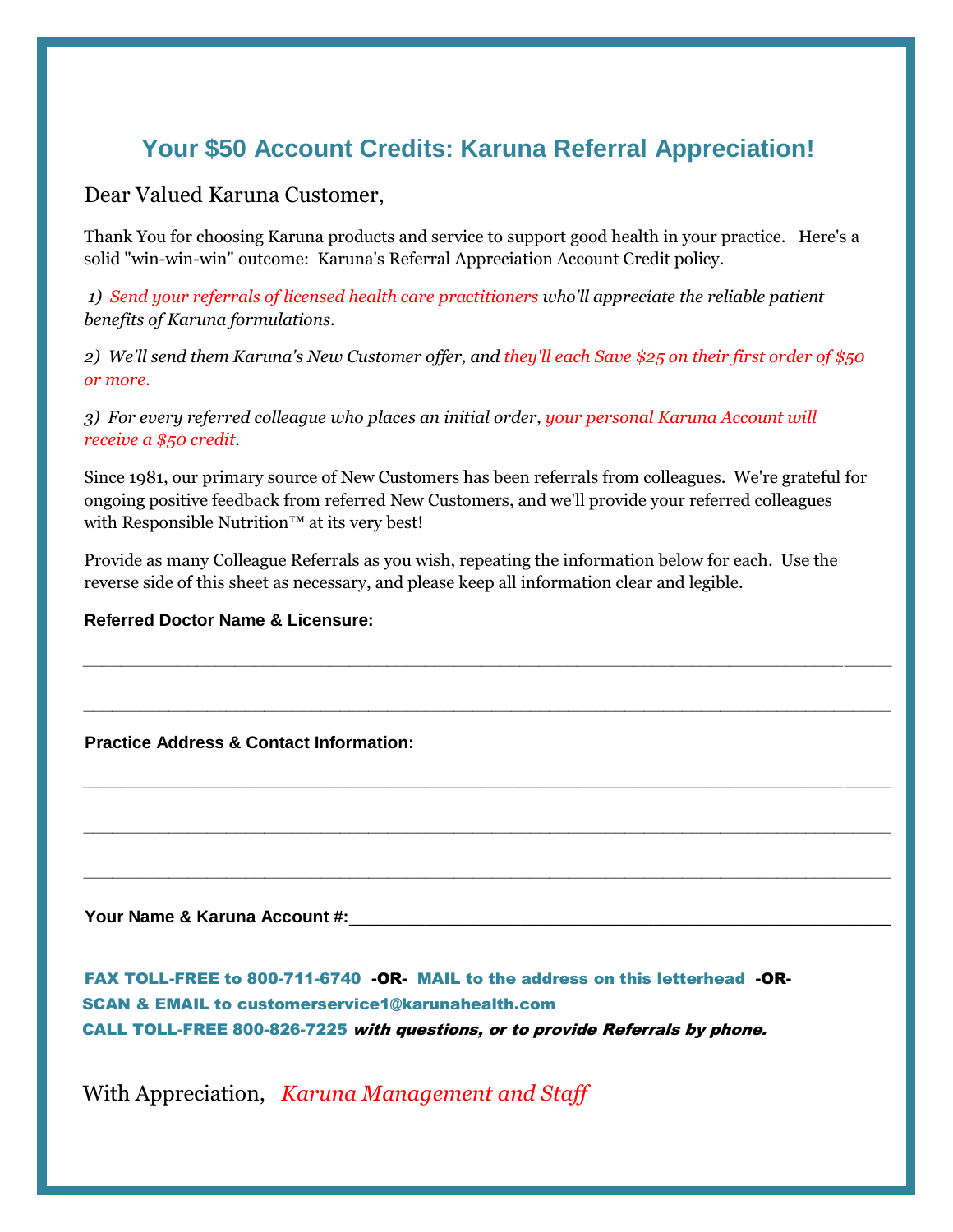# Your $50 Account Credits: Karuna Referral Appreciation!

Dear Valued Karuna Customer,

Thank You for choosing Karuna products and service to support good health in your practice. Here's a solid "win-win-win" outcome: Karuna's Referral Appreciation Account Credit policy.

*1) Send your referrals of licensed health care practitioners who'll appreciate the reliable patient benefits of Karuna formulations.*

*2) We'll send them Karuna's New Customer offer, and they'll each Save $25 on their first order of $50 or more.*

*3) For every referred colleague who places an initial order, your personal Karuna Account will receive a $50 credit.*

Since 1981, our primary source of New Customers has been referrals from colleagues. We're grateful for ongoing positive feedback from referred New Customers, and we'll provide your referred colleagues with Responsible Nutrition™ at its very best!

Provide as many Colleague Referrals as you wish, repeating the information below for each. Use the reverse side of this sheet as necessary, and please keep all information clear and legible.

**Referred Doctor Name & Licensure:**

______________________________________________________________________________

______________________________________________________________________________

**Practice Address & Contact Information:**

______________________________________________________________________________

______________________________________________________________________________

______________________________________________________________________________

**Your Name & Karuna Account #:**______________________________________________

**FAX TOLL-FREE to 800-711-6740** -OR- **MAIL to the address on this letterhead** -OR-
**SCAN & EMAIL to customerservice1@karunahealth.com**
**CALL TOLL-FREE 800-826-7225** ***with questions, or to provide Referrals by phone.***

With Appreciation, *Karuna Management and Staff*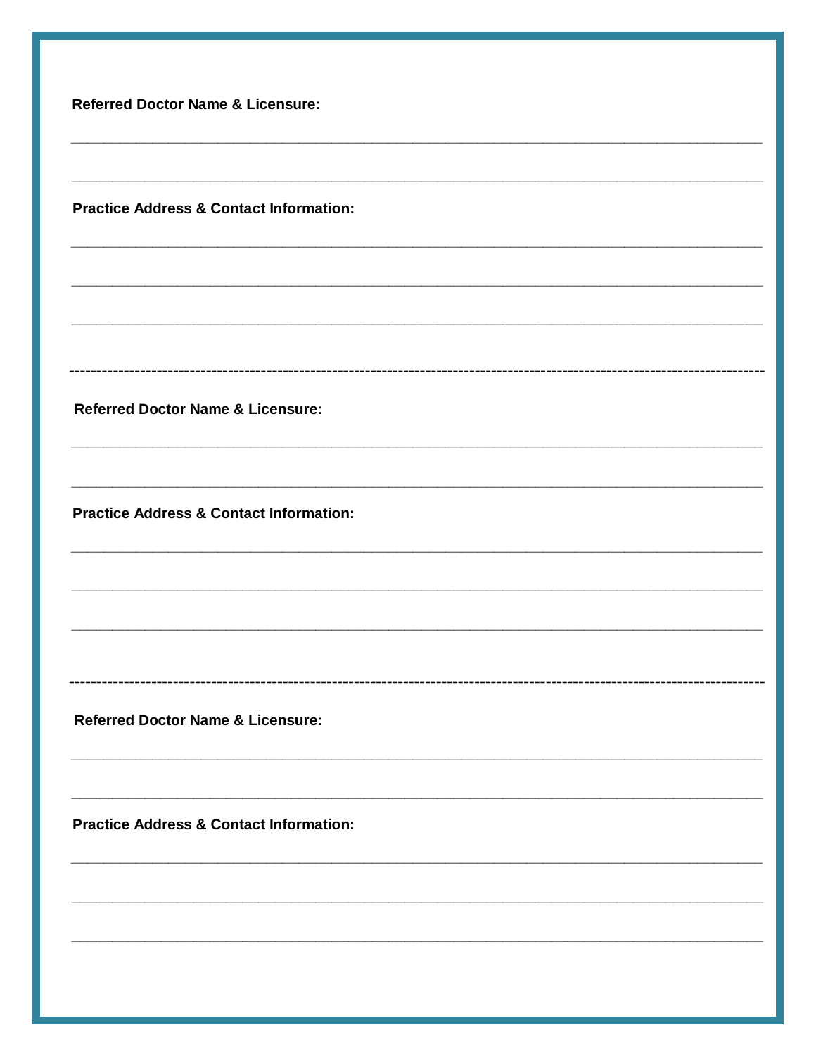**Referred Doctor Name & Licensure:**

______________________________________________________________________________

______________________________________________________________________________

**Practice Address & Contact Information:**

______________________________________________________________________________

______________________________________________________________________________

______________________________________________________________________________

---

**Referred Doctor Name & Licensure:**

______________________________________________________________________________

______________________________________________________________________________

**Practice Address & Contact Information:**

______________________________________________________________________________

______________________________________________________________________________

______________________________________________________________________________

---

**Referred Doctor Name & Licensure:**

______________________________________________________________________________

______________________________________________________________________________

**Practice Address & Contact Information:**

______________________________________________________________________________

______________________________________________________________________________

______________________________________________________________________________